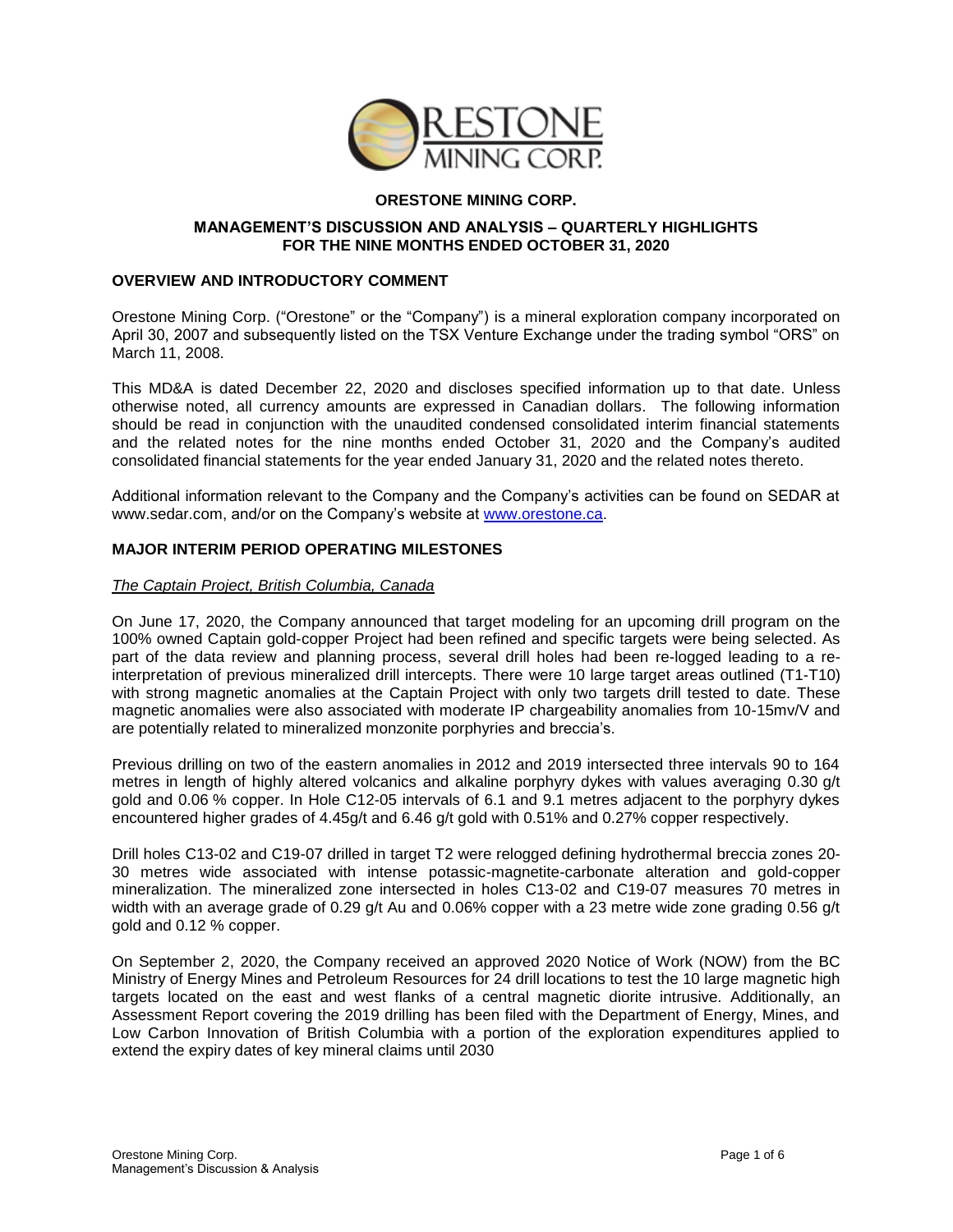**ORESTONE MINING CORP.**

**MANAGEMENT'S DISCUSSION AND ANALYSIS – QUARTERLY HIGHLIGHTS**
**FOR THE NINE MONTHS ENDED OCTOBER 31, 2020**

## OVERVIEW AND INTRODUCTORY COMMENT

Orestone Mining Corp. ("Orestone" or the "Company") is a mineral exploration company incorporated on April 30, 2007 and subsequently listed on the TSX Venture Exchange under the trading symbol "ORS" on March 11, 2008.

This MD&A is dated December 22, 2020 and discloses specified information up to that date. Unless otherwise noted, all currency amounts are expressed in Canadian dollars. The following information should be read in conjunction with the unaudited condensed consolidated interim financial statements and the related notes for the nine months ended October 31, 2020 and the Company's audited consolidated financial statements for the year ended January 31, 2020 and the related notes thereto.

Additional information relevant to the Company and the Company's activities can be found on SEDAR at www.sedar.com, and/or on the Company's website at www.orestone.ca.

## MAJOR INTERIM PERIOD OPERATING MILESTONES

*The Captain Project, British Columbia, Canada*

On June 17, 2020, the Company announced that target modeling for an upcoming drill program on the 100% owned Captain gold-copper Project had been refined and specific targets were being selected. As part of the data review and planning process, several drill holes had been re-logged leading to a re-interpretation of previous mineralized drill intercepts. There were 10 large target areas outlined (T1-T10) with strong magnetic anomalies at the Captain Project with only two targets drill tested to date. These magnetic anomalies were also associated with moderate IP chargeability anomalies from 10-15mv/V and are potentially related to mineralized monzonite porphyries and breccia's.

Previous drilling on two of the eastern anomalies in 2012 and 2019 intersected three intervals 90 to 164 metres in length of highly altered volcanics and alkaline porphyry dykes with values averaging 0.30 g/t gold and 0.06 % copper. In Hole C12-05 intervals of 6.1 and 9.1 metres adjacent to the porphyry dykes encountered higher grades of 4.45g/t and 6.46 g/t gold with 0.51% and 0.27% copper respectively.

Drill holes C13-02 and C19-07 drilled in target T2 were relogged defining hydrothermal breccia zones 20-30 metres wide associated with intense potassic-magnetite-carbonate alteration and gold-copper mineralization. The mineralized zone intersected in holes C13-02 and C19-07 measures 70 metres in width with an average grade of 0.29 g/t Au and 0.06% copper with a 23 metre wide zone grading 0.56 g/t gold and 0.12 % copper.

On September 2, 2020, the Company received an approved 2020 Notice of Work (NOW) from the BC Ministry of Energy Mines and Petroleum Resources for 24 drill locations to test the 10 large magnetic high targets located on the east and west flanks of a central magnetic diorite intrusive. Additionally, an Assessment Report covering the 2019 drilling has been filed with the Department of Energy, Mines, and Low Carbon Innovation of British Columbia with a portion of the exploration expenditures applied to extend the expiry dates of key mineral claims until 2030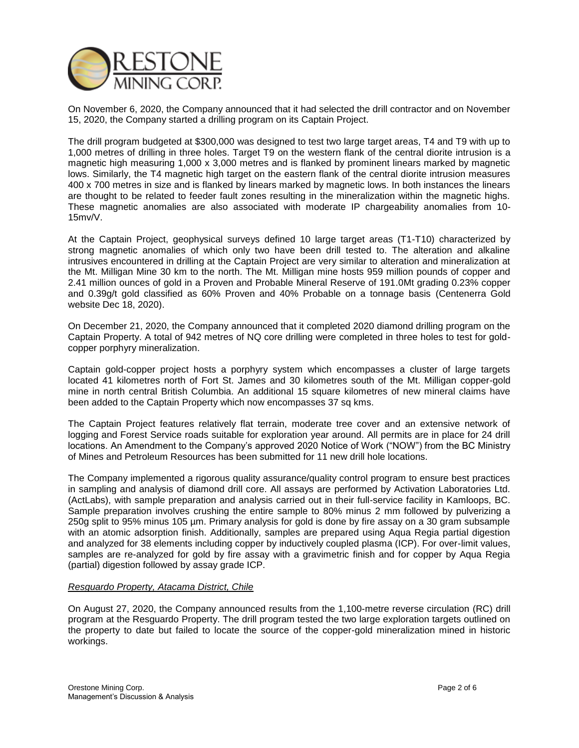On November 6, 2020, the Company announced that it had selected the drill contractor and on November 15, 2020, the Company started a drilling program on its Captain Project.

The drill program budgeted at $300,000 was designed to test two large target areas, T4 and T9 with up to 1,000 metres of drilling in three holes. Target T9 on the western flank of the central diorite intrusion is a magnetic high measuring 1,000 x 3,000 metres and is flanked by prominent linears marked by magnetic lows. Similarly, the T4 magnetic high target on the eastern flank of the central diorite intrusion measures 400 x 700 metres in size and is flanked by linears marked by magnetic lows. In both instances the linears are thought to be related to feeder fault zones resulting in the mineralization within the magnetic highs. These magnetic anomalies are also associated with moderate IP chargeability anomalies from 10-15mv/V.

At the Captain Project, geophysical surveys defined 10 large target areas (T1-T10) characterized by strong magnetic anomalies of which only two have been drill tested to. The alteration and alkaline intrusives encountered in drilling at the Captain Project are very similar to alteration and mineralization at the Mt. Milligan Mine 30 km to the north. The Mt. Milligan mine hosts 959 million pounds of copper and 2.41 million ounces of gold in a Proven and Probable Mineral Reserve of 191.0Mt grading 0.23% copper and 0.39g/t gold classified as 60% Proven and 40% Probable on a tonnage basis (Centenerra Gold website Dec 18, 2020).

On December 21, 2020, the Company announced that it completed 2020 diamond drilling program on the Captain Property. A total of 942 metres of NQ core drilling were completed in three holes to test for gold-copper porphyry mineralization.

Captain gold-copper project hosts a porphyry system which encompasses a cluster of large targets located 41 kilometres north of Fort St. James and 30 kilometres south of the Mt. Milligan copper-gold mine in north central British Columbia. An additional 15 square kilometres of new mineral claims have been added to the Captain Property which now encompasses 37 sq kms.

The Captain Project features relatively flat terrain, moderate tree cover and an extensive network of logging and Forest Service roads suitable for exploration year around. All permits are in place for 24 drill locations. An Amendment to the Company's approved 2020 Notice of Work ("NOW") from the BC Ministry of Mines and Petroleum Resources has been submitted for 11 new drill hole locations.

The Company implemented a rigorous quality assurance/quality control program to ensure best practices in sampling and analysis of diamond drill core. All assays are performed by Activation Laboratories Ltd. (ActLabs), with sample preparation and analysis carried out in their full-service facility in Kamloops, BC. Sample preparation involves crushing the entire sample to 80% minus 2 mm followed by pulverizing a 250g split to 95% minus 105 µm. Primary analysis for gold is done by fire assay on a 30 gram subsample with an atomic adsorption finish. Additionally, samples are prepared using Aqua Regia partial digestion and analyzed for 38 elements including copper by inductively coupled plasma (ICP). For over-limit values, samples are re-analyzed for gold by fire assay with a gravimetric finish and for copper by Aqua Regia (partial) digestion followed by assay grade ICP.

*Resguardo Property, Atacama District, Chile*

On August 27, 2020, the Company announced results from the 1,100-metre reverse circulation (RC) drill program at the Resguardo Property. The drill program tested the two large exploration targets outlined on the property to date but failed to locate the source of the copper-gold mineralization mined in historic workings.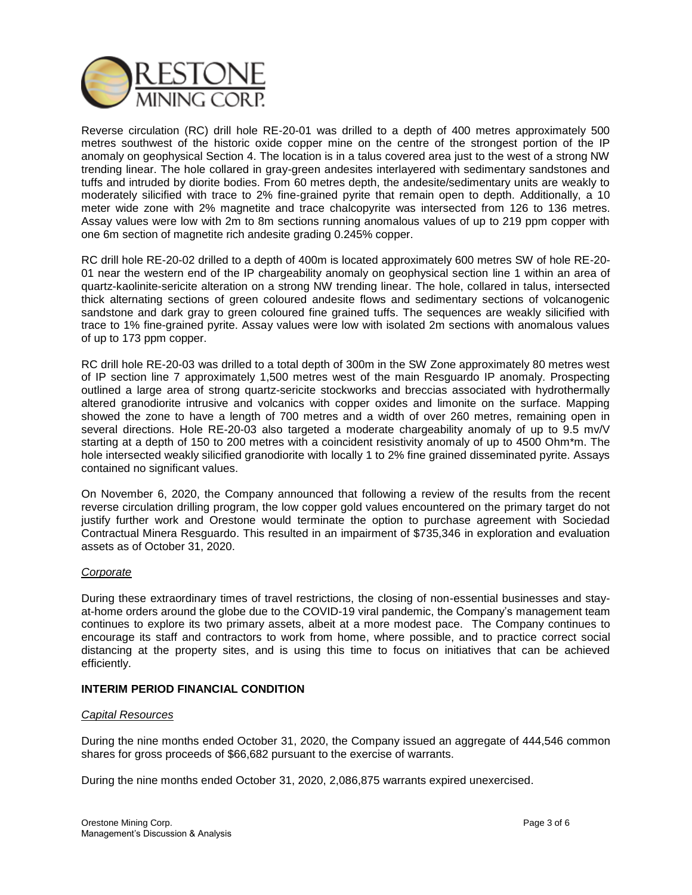Reverse circulation (RC) drill hole RE-20-01 was drilled to a depth of 400 metres approximately 500 metres southwest of the historic oxide copper mine on the centre of the strongest portion of the IP anomaly on geophysical Section 4. The location is in a talus covered area just to the west of a strong NW trending linear. The hole collared in gray-green andesites interlayered with sedimentary sandstones and tuffs and intruded by diorite bodies. From 60 metres depth, the andesite/sedimentary units are weakly to moderately silicified with trace to 2% fine-grained pyrite that remain open to depth. Additionally, a 10 meter wide zone with 2% magnetite and trace chalcopyrite was intersected from 126 to 136 metres. Assay values were low with 2m to 8m sections running anomalous values of up to 219 ppm copper with one 6m section of magnetite rich andesite grading 0.245% copper.

RC drill hole RE-20-02 drilled to a depth of 400m is located approximately 600 metres SW of hole RE-20-01 near the western end of the IP chargeability anomaly on geophysical section line 1 within an area of quartz-kaolinite-sericite alteration on a strong NW trending linear. The hole, collared in talus, intersected thick alternating sections of green coloured andesite flows and sedimentary sections of volcanogenic sandstone and dark gray to green coloured fine grained tuffs. The sequences are weakly silicified with trace to 1% fine-grained pyrite. Assay values were low with isolated 2m sections with anomalous values of up to 173 ppm copper.

RC drill hole RE-20-03 was drilled to a total depth of 300m in the SW Zone approximately 80 metres west of IP section line 7 approximately 1,500 metres west of the main Resguardo IP anomaly. Prospecting outlined a large area of strong quartz-sericite stockworks and breccias associated with hydrothermally altered granodiorite intrusive and volcanics with copper oxides and limonite on the surface. Mapping showed the zone to have a length of 700 metres and a width of over 260 metres, remaining open in several directions. Hole RE-20-03 also targeted a moderate chargeability anomaly of up to 9.5 mv/V starting at a depth of 150 to 200 metres with a coincident resistivity anomaly of up to 4500 Ohm*m. The hole intersected weakly silicified granodiorite with locally 1 to 2% fine grained disseminated pyrite. Assays contained no significant values.

On November 6, 2020, the Company announced that following a review of the results from the recent reverse circulation drilling program, the low copper gold values encountered on the primary target do not justify further work and Orestone would terminate the option to purchase agreement with Sociedad Contractual Minera Resguardo. This resulted in an impairment of $735,346 in exploration and evaluation assets as of October 31, 2020.

*Corporate*

During these extraordinary times of travel restrictions, the closing of non-essential businesses and stay-at-home orders around the globe due to the COVID-19 viral pandemic, the Company's management team continues to explore its two primary assets, albeit at a more modest pace. The Company continues to encourage its staff and contractors to work from home, where possible, and to practice correct social distancing at the property sites, and is using this time to focus on initiatives that can be achieved efficiently.

## INTERIM PERIOD FINANCIAL CONDITION

*Capital Resources*

During the nine months ended October 31, 2020, the Company issued an aggregate of 444,546 common shares for gross proceeds of $66,682 pursuant to the exercise of warrants.

During the nine months ended October 31, 2020, 2,086,875 warrants expired unexercised.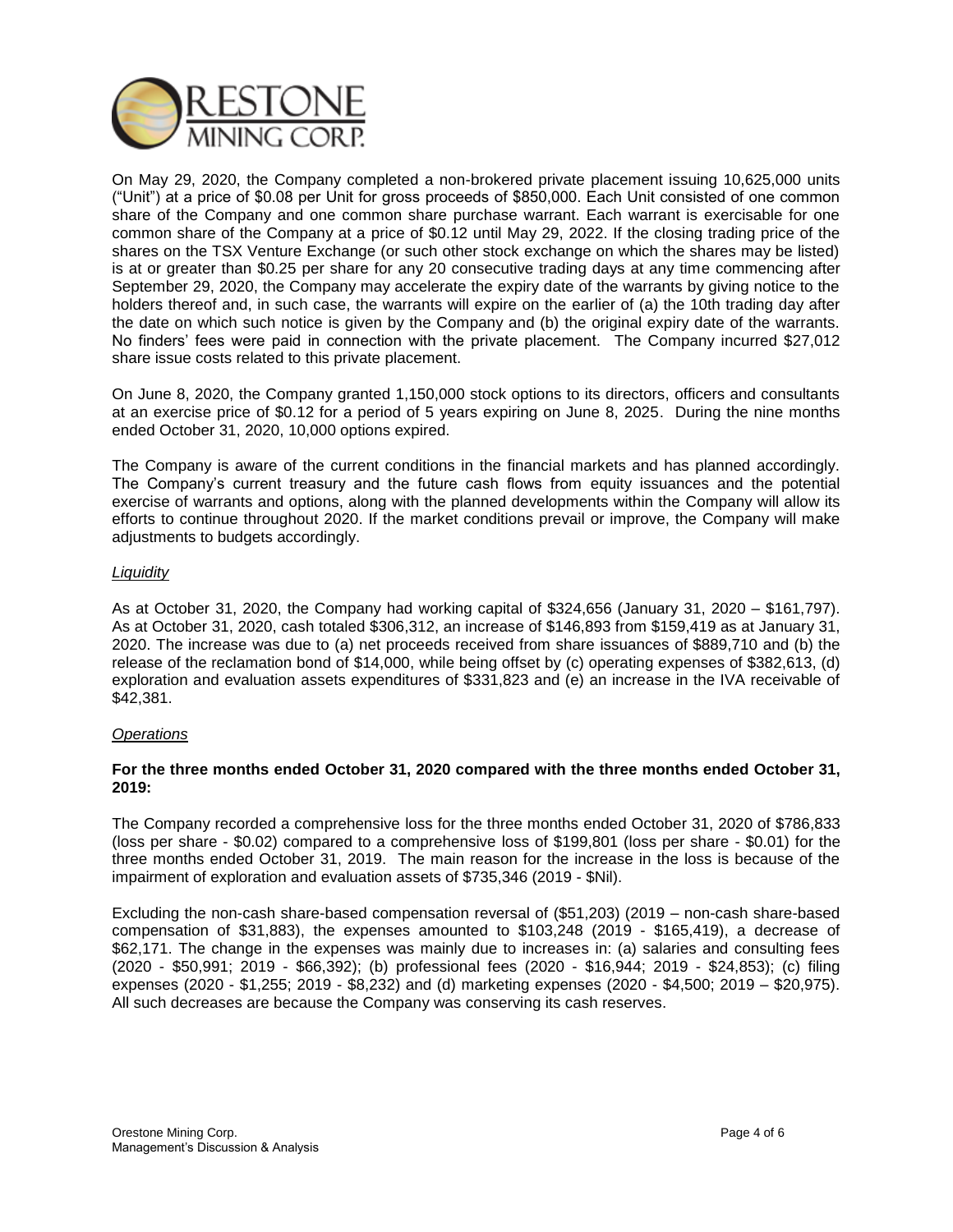On May 29, 2020, the Company completed a non-brokered private placement issuing 10,625,000 units ("Unit") at a price of $0.08 per Unit for gross proceeds of $850,000. Each Unit consisted of one common share of the Company and one common share purchase warrant. Each warrant is exercisable for one common share of the Company at a price of $0.12 until May 29, 2022. If the closing trading price of the shares on the TSX Venture Exchange (or such other stock exchange on which the shares may be listed) is at or greater than $0.25 per share for any 20 consecutive trading days at any time commencing after September 29, 2020, the Company may accelerate the expiry date of the warrants by giving notice to the holders thereof and, in such case, the warrants will expire on the earlier of (a) the 10th trading day after the date on which such notice is given by the Company and (b) the original expiry date of the warrants. No finders' fees were paid in connection with the private placement. The Company incurred $27,012 share issue costs related to this private placement.

On June 8, 2020, the Company granted 1,150,000 stock options to its directors, officers and consultants at an exercise price of $0.12 for a period of 5 years expiring on June 8, 2025. During the nine months ended October 31, 2020, 10,000 options expired.

The Company is aware of the current conditions in the financial markets and has planned accordingly. The Company's current treasury and the future cash flows from equity issuances and the potential exercise of warrants and options, along with the planned developments within the Company will allow its efforts to continue throughout 2020. If the market conditions prevail or improve, the Company will make adjustments to budgets accordingly.

*Liquidity*

As at October 31, 2020, the Company had working capital of $324,656 (January 31, 2020 – $161,797). As at October 31, 2020, cash totaled $306,312, an increase of $146,893 from $159,419 as at January 31, 2020. The increase was due to (a) net proceeds received from share issuances of $889,710 and (b) the release of the reclamation bond of $14,000, while being offset by (c) operating expenses of $382,613, (d) exploration and evaluation assets expenditures of $331,823 and (e) an increase in the IVA receivable of $42,381.

*Operations*

**For the three months ended October 31, 2020 compared with the three months ended October 31, 2019:**

The Company recorded a comprehensive loss for the three months ended October 31, 2020 of $786,833 (loss per share - $0.02) compared to a comprehensive loss of $199,801 (loss per share - $0.01) for the three months ended October 31, 2019. The main reason for the increase in the loss is because of the impairment of exploration and evaluation assets of $735,346 (2019 - $Nil).

Excluding the non-cash share-based compensation reversal of ($51,203) (2019 – non-cash share-based compensation of $31,883), the expenses amounted to $103,248 (2019 - $165,419), a decrease of $62,171. The change in the expenses was mainly due to increases in: (a) salaries and consulting fees (2020 - $50,991; 2019 - $66,392); (b) professional fees (2020 - $16,944; 2019 - $24,853); (c) filing expenses (2020 - $1,255; 2019 - $8,232) and (d) marketing expenses (2020 - $4,500; 2019 – $20,975). All such decreases are because the Company was conserving its cash reserves.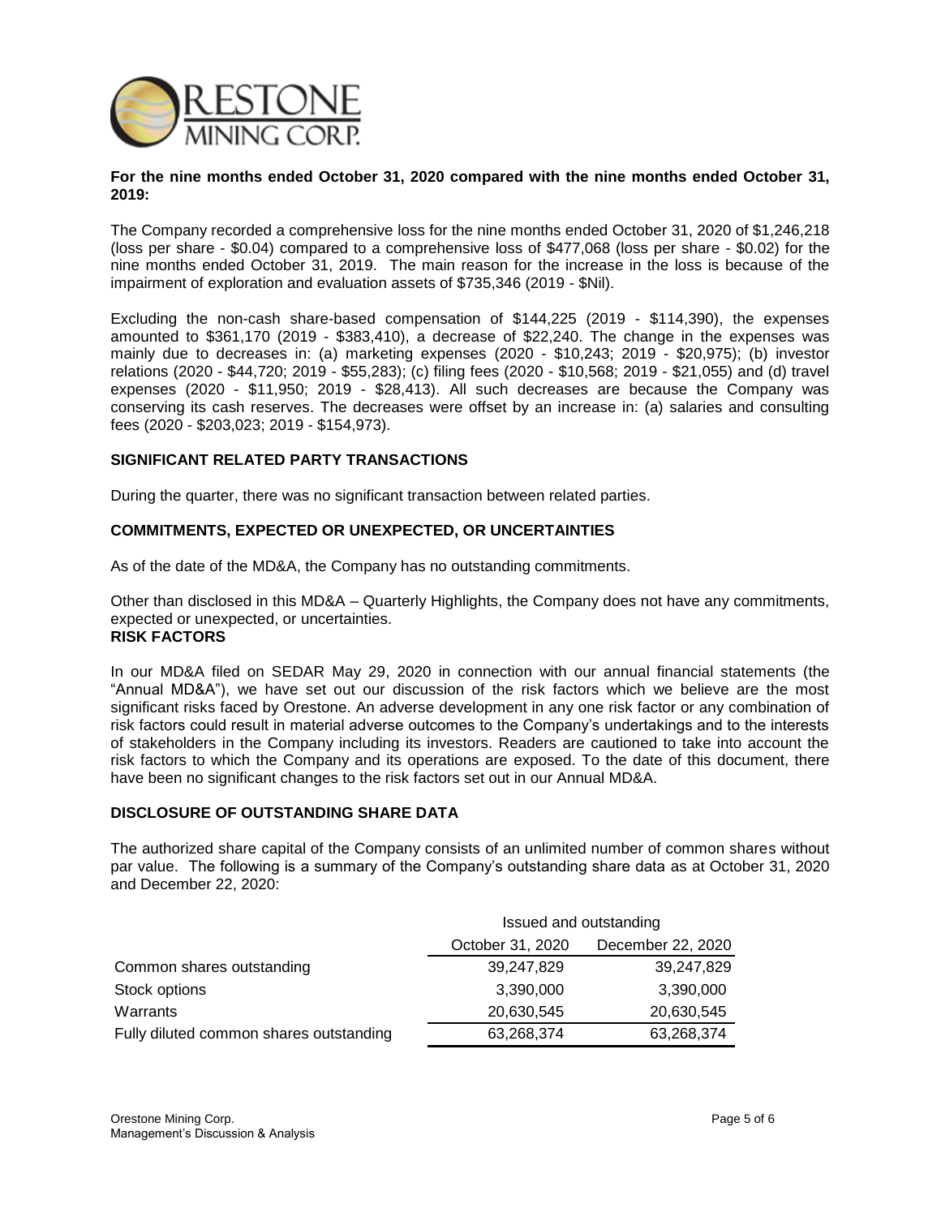**For the nine months ended October 31, 2020 compared with the nine months ended October 31, 2019:**

The Company recorded a comprehensive loss for the nine months ended October 31, 2020 of $1,246,218 (loss per share - $0.04) compared to a comprehensive loss of $477,068 (loss per share - $0.02) for the nine months ended October 31, 2019. The main reason for the increase in the loss is because of the impairment of exploration and evaluation assets of $735,346 (2019 - $Nil).

Excluding the non-cash share-based compensation of $144,225 (2019 - $114,390), the expenses amounted to $361,170 (2019 - $383,410), a decrease of $22,240. The change in the expenses was mainly due to decreases in: (a) marketing expenses (2020 - $10,243; 2019 - $20,975); (b) investor relations (2020 - $44,720; 2019 - $55,283); (c) filing fees (2020 - $10,568; 2019 - $21,055) and (d) travel expenses (2020 - $11,950; 2019 - $28,413). All such decreases are because the Company was conserving its cash reserves. The decreases were offset by an increase in: (a) salaries and consulting fees (2020 - $203,023; 2019 - $154,973).

## SIGNIFICANT RELATED PARTY TRANSACTIONS

During the quarter, there was no significant transaction between related parties.

## COMMITMENTS, EXPECTED OR UNEXPECTED, OR UNCERTAINTIES

As of the date of the MD&A, the Company has no outstanding commitments.

Other than disclosed in this MD&A – Quarterly Highlights, the Company does not have any commitments, expected or unexpected, or uncertainties.

## RISK FACTORS

In our MD&A filed on SEDAR May 29, 2020 in connection with our annual financial statements (the "Annual MD&A"), we have set out our discussion of the risk factors which we believe are the most significant risks faced by Orestone. An adverse development in any one risk factor or any combination of risk factors could result in material adverse outcomes to the Company's undertakings and to the interests of stakeholders in the Company including its investors. Readers are cautioned to take into account the risk factors to which the Company and its operations are exposed. To the date of this document, there have been no significant changes to the risk factors set out in our Annual MD&A.

## DISCLOSURE OF OUTSTANDING SHARE DATA

The authorized share capital of the Company consists of an unlimited number of common shares without par value. The following is a summary of the Company's outstanding share data as at October 31, 2020 and December 22, 2020:

| | Issued and outstanding | |
|---|---|---|
| | October 31, 2020 | December 22, 2020 |
| Common shares outstanding | 39,247,829 | 39,247,829 |
| Stock options | 3,390,000 | 3,390,000 |
| Warrants | 20,630,545 | 20,630,545 |
| Fully diluted common shares outstanding | 63,268,374 | 63,268,374 |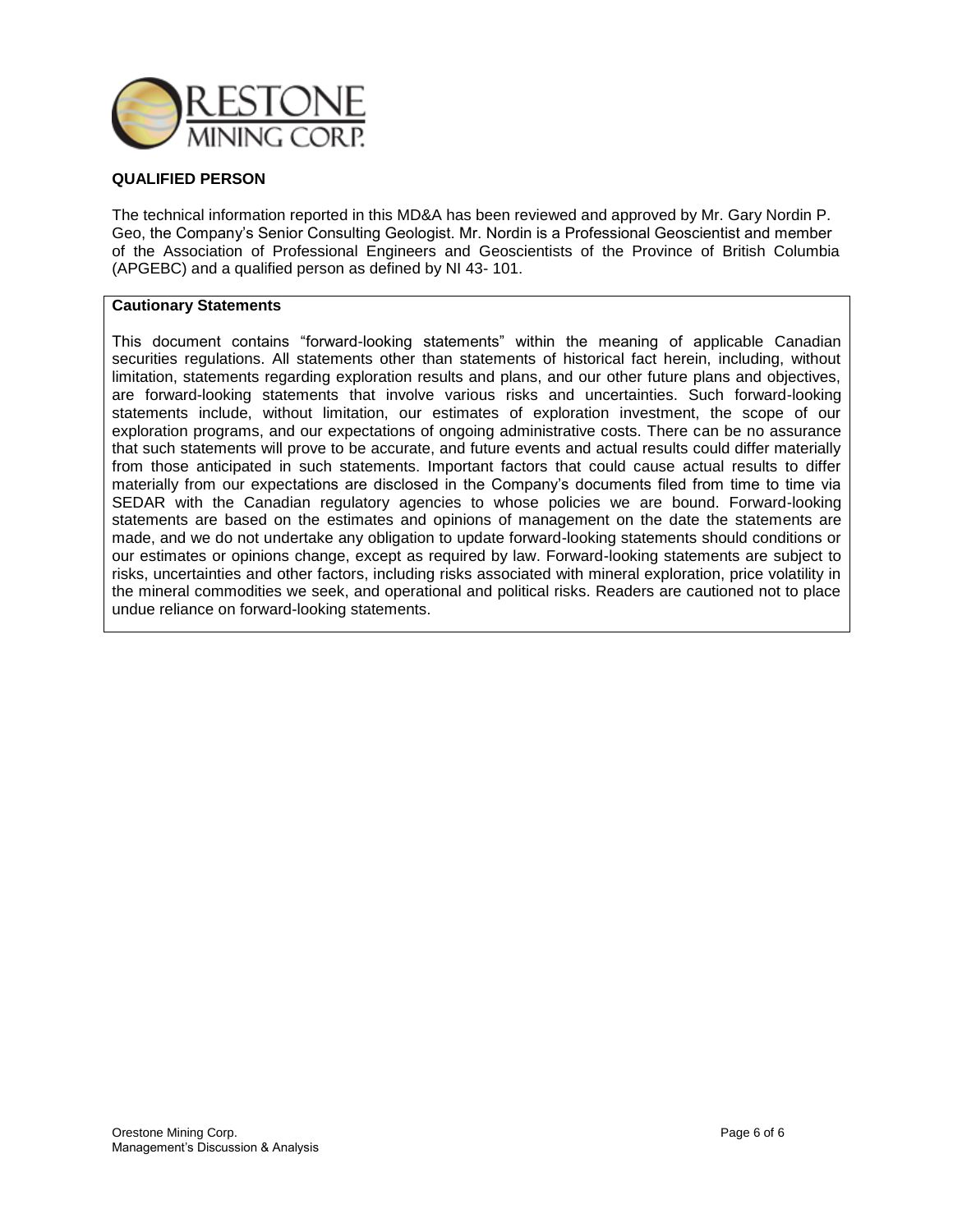## QUALIFIED PERSON

The technical information reported in this MD&A has been reviewed and approved by Mr. Gary Nordin P. Geo, the Company's Senior Consulting Geologist. Mr. Nordin is a Professional Geoscientist and member of the Association of Professional Engineers and Geoscientists of the Province of British Columbia (APGEBC) and a qualified person as defined by NI 43- 101.

**Cautionary Statements**

This document contains "forward-looking statements" within the meaning of applicable Canadian securities regulations. All statements other than statements of historical fact herein, including, without limitation, statements regarding exploration results and plans, and our other future plans and objectives, are forward-looking statements that involve various risks and uncertainties. Such forward-looking statements include, without limitation, our estimates of exploration investment, the scope of our exploration programs, and our expectations of ongoing administrative costs. There can be no assurance that such statements will prove to be accurate, and future events and actual results could differ materially from those anticipated in such statements. Important factors that could cause actual results to differ materially from our expectations are disclosed in the Company's documents filed from time to time via SEDAR with the Canadian regulatory agencies to whose policies we are bound. Forward-looking statements are based on the estimates and opinions of management on the date the statements are made, and we do not undertake any obligation to update forward-looking statements should conditions or our estimates or opinions change, except as required by law. Forward-looking statements are subject to risks, uncertainties and other factors, including risks associated with mineral exploration, price volatility in the mineral commodities we seek, and operational and political risks. Readers are cautioned not to place undue reliance on forward-looking statements.